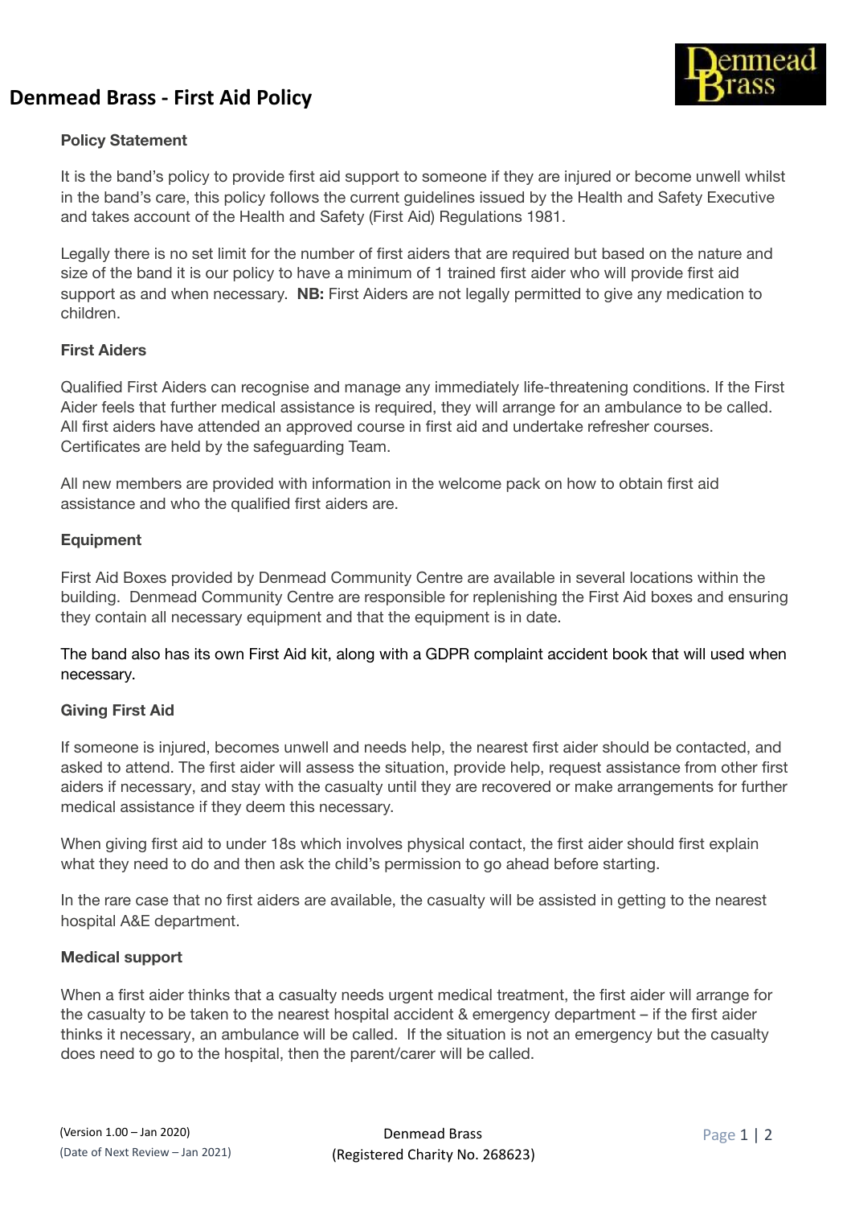# Denmead Brass - First Aid Policy

### Policy Statement

It is the band's policy to provide first aid support to someone if they are injured or become unwell whilst in the band's care, this policy follows the current guidelines issued by the Health and Safety Executive and takes account of the Health and Safety (First Aid) Regulations 1981.

Legally there is no set limit for the number of first aiders that are required but based on the nature and size of the band it is our policy to have a minimum of 1 trained first aider who will provide first aid support as and when necessary. **NB:** First Aiders are not legally permitted to give any medication to children.

### First Aiders

Qualified First Aiders can recognise and manage any immediately life-threatening conditions. If the First Aider feels that further medical assistance is required, they will arrange for an ambulance to be called. All first aiders have attended an approved course in first aid and undertake refresher courses. Certificates are held by the safeguarding Team.

All new members are provided with information in the welcome pack on how to obtain first aid assistance and who the qualified first aiders are.

### Equipment

First Aid Boxes provided by Denmead Community Centre are available in several locations within the building. Denmead Community Centre are responsible for replenishing the First Aid boxes and ensuring they contain all necessary equipment and that the equipment is in date.

The band also has its own First Aid kit, along with a GDPR complaint accident book that will used when necessary.

### Giving First Aid

If someone is injured, becomes unwell and needs help, the nearest first aider should be contacted, and asked to attend. The first aider will assess the situation, provide help, request assistance from other first aiders if necessary, and stay with the casualty until they are recovered or make arrangements for further medical assistance if they deem this necessary.

When giving first aid to under 18s which involves physical contact, the first aider should first explain what they need to do and then ask the child's permission to go ahead before starting.

In the rare case that no first aiders are available, the casualty will be assisted in getting to the nearest hospital A&E department.

### Medical support

When a first aider thinks that a casualty needs urgent medical treatment, the first aider will arrange for the casualty to be taken to the nearest hospital accident & emergency department – if the first aider thinks it necessary, an ambulance will be called. If the situation is not an emergency but the casualty does need to go to the hospital, then the parent/carer will be called.

(Version 1.00 – Jan 2020)
(Date of Next Review – Jan 2021)

Denmead Brass
(Registered Charity No. 268623)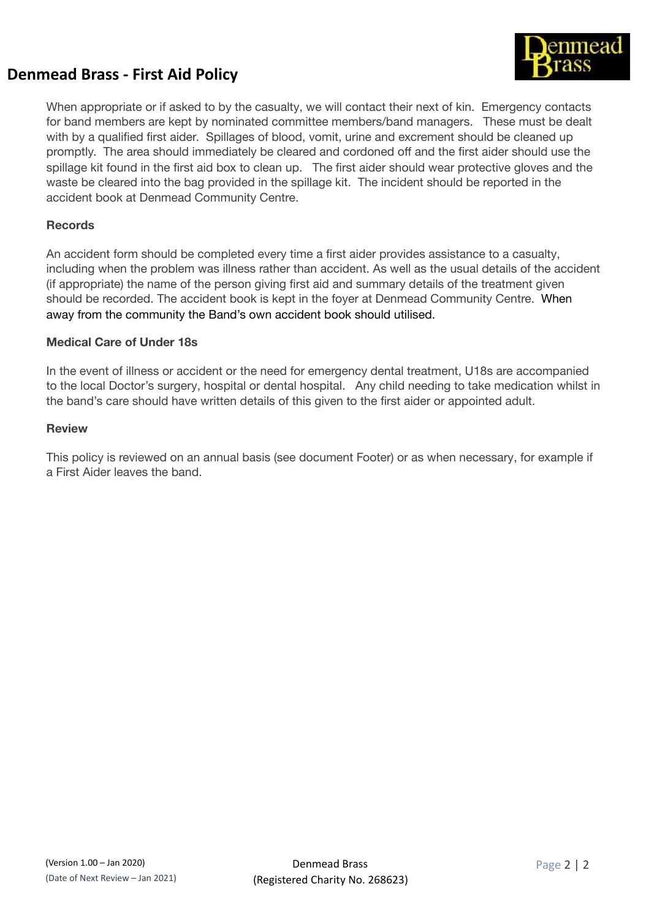When appropriate or if asked to by the casualty, we will contact their next of kin. Emergency contacts for band members are kept by nominated committee members/band managers. These must be dealt with by a qualified first aider. Spillages of blood, vomit, urine and excrement should be cleaned up promptly. The area should immediately be cleared and cordoned off and the first aider should use the spillage kit found in the first aid box to clean up. The first aider should wear protective gloves and the waste be cleared into the bag provided in the spillage kit. The incident should be reported in the accident book at Denmead Community Centre.

**Records**

An accident form should be completed every time a first aider provides assistance to a casualty, including when the problem was illness rather than accident. As well as the usual details of the accident (if appropriate) the name of the person giving first aid and summary details of the treatment given should be recorded. The accident book is kept in the foyer at Denmead Community Centre. When away from the community the Band's own accident book should utilised.

**Medical Care of Under 18s**

In the event of illness or accident or the need for emergency dental treatment, U18s are accompanied to the local Doctor's surgery, hospital or dental hospital. Any child needing to take medication whilst in the band's care should have written details of this given to the first aider or appointed adult.

**Review**

This policy is reviewed on an annual basis (see document Footer) or as when necessary, for example if a First Aider leaves the band.

(Version 1.00 – Jan 2020)
(Date of Next Review – Jan 2021)

Denmead Brass
(Registered Charity No. 268623)